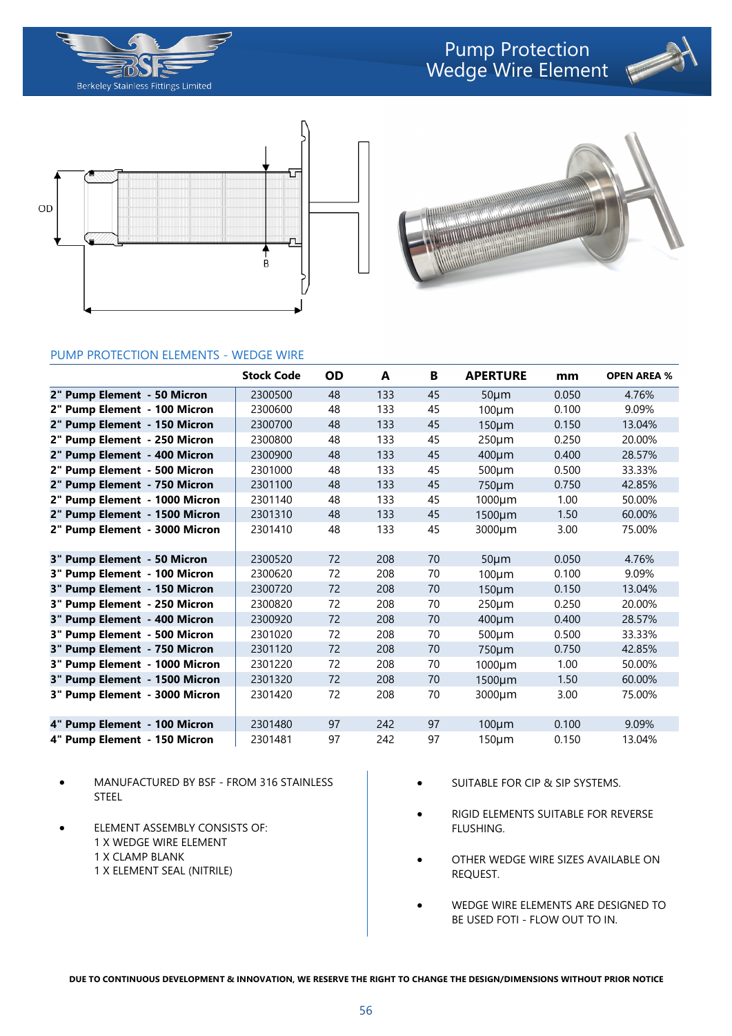# Pump Protection Wedge Wire Element

Berkeley Stainless Fittings Limited

## PUMP PROTECTION ELEMENTS - WEDGE WIRE

| | Stock Code | OD | A | B | APERTURE | mm | OPEN AREA % |
|---|---|---|---|---|---|---|---|
| **2" Pump Element - 50 Micron** | 2300500 | 48 | 133 | 45 | 50µm | 0.050 | 4.76% |
| **2" Pump Element - 100 Micron** | 2300600 | 48 | 133 | 45 | 100µm | 0.100 | 9.09% |
| **2" Pump Element - 150 Micron** | 2300700 | 48 | 133 | 45 | 150µm | 0.150 | 13.04% |
| **2" Pump Element - 250 Micron** | 2300800 | 48 | 133 | 45 | 250µm | 0.250 | 20.00% |
| **2" Pump Element - 400 Micron** | 2300900 | 48 | 133 | 45 | 400µm | 0.400 | 28.57% |
| **2" Pump Element - 500 Micron** | 2301000 | 48 | 133 | 45 | 500µm | 0.500 | 33.33% |
| **2" Pump Element - 750 Micron** | 2301100 | 48 | 133 | 45 | 750µm | 0.750 | 42.85% |
| **2" Pump Element - 1000 Micron** | 2301140 | 48 | 133 | 45 | 1000µm | 1.00 | 50.00% |
| **2" Pump Element - 1500 Micron** | 2301310 | 48 | 133 | 45 | 1500µm | 1.50 | 60.00% |
| **2" Pump Element - 3000 Micron** | 2301410 | 48 | 133 | 45 | 3000µm | 3.00 | 75.00% |
| | | | | | | | |
| **3" Pump Element - 50 Micron** | 2300520 | 72 | 208 | 70 | 50µm | 0.050 | 4.76% |
| **3" Pump Element - 100 Micron** | 2300620 | 72 | 208 | 70 | 100µm | 0.100 | 9.09% |
| **3" Pump Element - 150 Micron** | 2300720 | 72 | 208 | 70 | 150µm | 0.150 | 13.04% |
| **3" Pump Element - 250 Micron** | 2300820 | 72 | 208 | 70 | 250µm | 0.250 | 20.00% |
| **3" Pump Element - 400 Micron** | 2300920 | 72 | 208 | 70 | 400µm | 0.400 | 28.57% |
| **3" Pump Element - 500 Micron** | 2301020 | 72 | 208 | 70 | 500µm | 0.500 | 33.33% |
| **3" Pump Element - 750 Micron** | 2301120 | 72 | 208 | 70 | 750µm | 0.750 | 42.85% |
| **3" Pump Element - 1000 Micron** | 2301220 | 72 | 208 | 70 | 1000µm | 1.00 | 50.00% |
| **3" Pump Element - 1500 Micron** | 2301320 | 72 | 208 | 70 | 1500µm | 1.50 | 60.00% |
| **3" Pump Element - 3000 Micron** | 2301420 | 72 | 208 | 70 | 3000µm | 3.00 | 75.00% |
| | | | | | | | |
| **4" Pump Element - 100 Micron** | 2301480 | 97 | 242 | 97 | 100µm | 0.100 | 9.09% |
| **4" Pump Element - 150 Micron** | 2301481 | 97 | 242 | 97 | 150µm | 0.150 | 13.04% |

- MANUFACTURED BY BSF - FROM 316 STAINLESS STEEL
- ELEMENT ASSEMBLY CONSISTS OF:
  1 X WEDGE WIRE ELEMENT
  1 X CLAMP BLANK
  1 X ELEMENT SEAL (NITRILE)
- SUITABLE FOR CIP & SIP SYSTEMS.
- RIGID ELEMENTS SUITABLE FOR REVERSE FLUSHING.
- OTHER WEDGE WIRE SIZES AVAILABLE ON REQUEST.
- WEDGE WIRE ELEMENTS ARE DESIGNED TO BE USED FOTI - FLOW OUT TO IN.

**DUE TO CONTINUOUS DEVELOPMENT & INNOVATION, WE RESERVE THE RIGHT TO CHANGE THE DESIGN/DIMENSIONS WITHOUT PRIOR NOTICE**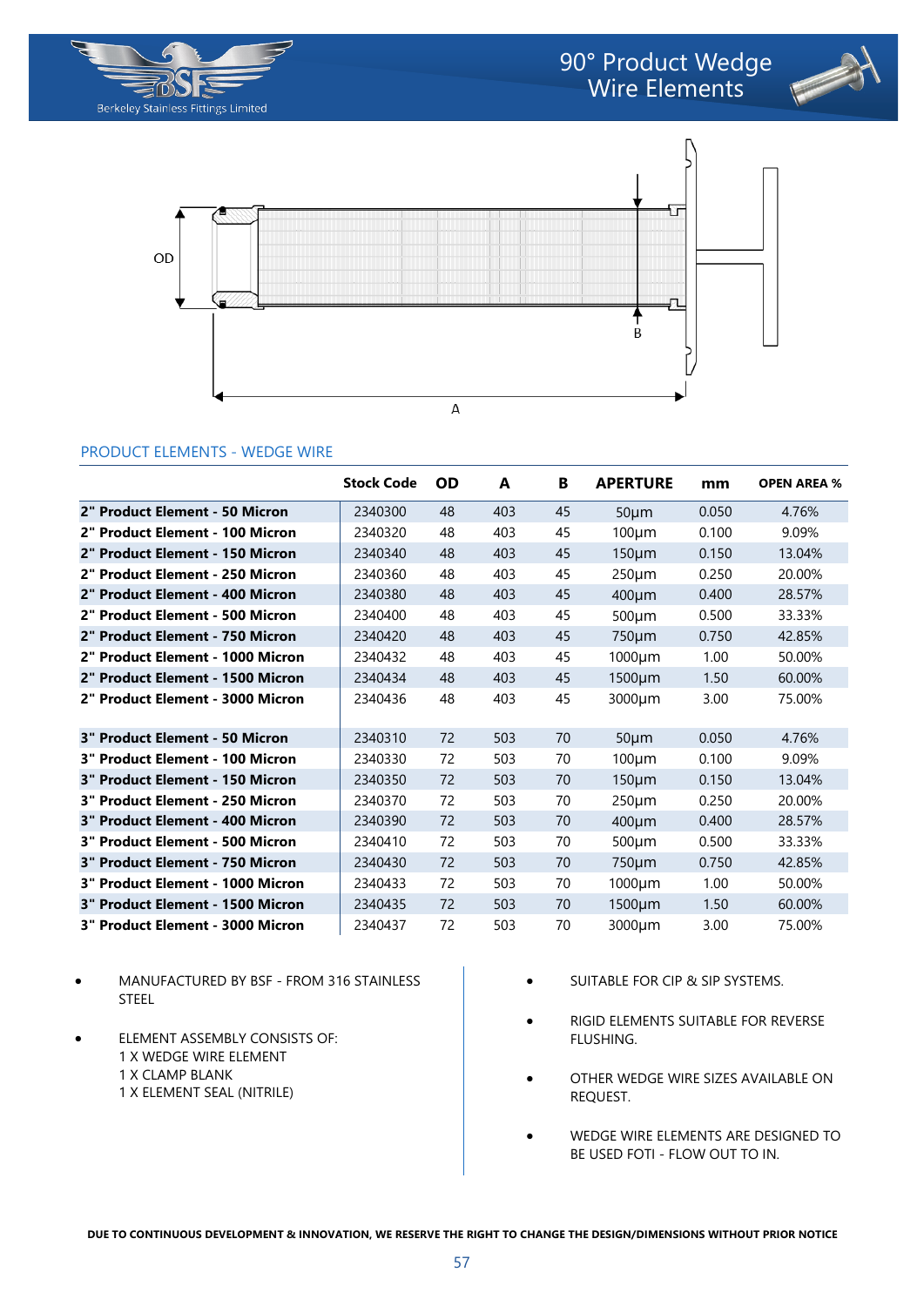# 90° Product Wedge Wire Elements

OD

B

A

## PRODUCT ELEMENTS - WEDGE WIRE

| | Stock Code | OD | A | B | APERTURE | mm | OPEN AREA % |
|---|---|---|---|---|---|---|---|
| **2" Product Element - 50 Micron** | 2340300 | 48 | 403 | 45 | 50µm | 0.050 | 4.76% |
| **2" Product Element - 100 Micron** | 2340320 | 48 | 403 | 45 | 100µm | 0.100 | 9.09% |
| **2" Product Element - 150 Micron** | 2340340 | 48 | 403 | 45 | 150µm | 0.150 | 13.04% |
| **2" Product Element - 250 Micron** | 2340360 | 48 | 403 | 45 | 250µm | 0.250 | 20.00% |
| **2" Product Element - 400 Micron** | 2340380 | 48 | 403 | 45 | 400µm | 0.400 | 28.57% |
| **2" Product Element - 500 Micron** | 2340400 | 48 | 403 | 45 | 500µm | 0.500 | 33.33% |
| **2" Product Element - 750 Micron** | 2340420 | 48 | 403 | 45 | 750µm | 0.750 | 42.85% |
| **2" Product Element - 1000 Micron** | 2340432 | 48 | 403 | 45 | 1000µm | 1.00 | 50.00% |
| **2" Product Element - 1500 Micron** | 2340434 | 48 | 403 | 45 | 1500µm | 1.50 | 60.00% |
| **2" Product Element - 3000 Micron** | 2340436 | 48 | 403 | 45 | 3000µm | 3.00 | 75.00% |
| | | | | | | | |
| **3" Product Element - 50 Micron** | 2340310 | 72 | 503 | 70 | 50µm | 0.050 | 4.76% |
| **3" Product Element - 100 Micron** | 2340330 | 72 | 503 | 70 | 100µm | 0.100 | 9.09% |
| **3" Product Element - 150 Micron** | 2340350 | 72 | 503 | 70 | 150µm | 0.150 | 13.04% |
| **3" Product Element - 250 Micron** | 2340370 | 72 | 503 | 70 | 250µm | 0.250 | 20.00% |
| **3" Product Element - 400 Micron** | 2340390 | 72 | 503 | 70 | 400µm | 0.400 | 28.57% |
| **3" Product Element - 500 Micron** | 2340410 | 72 | 503 | 70 | 500µm | 0.500 | 33.33% |
| **3" Product Element - 750 Micron** | 2340430 | 72 | 503 | 70 | 750µm | 0.750 | 42.85% |
| **3" Product Element - 1000 Micron** | 2340433 | 72 | 503 | 70 | 1000µm | 1.00 | 50.00% |
| **3" Product Element - 1500 Micron** | 2340435 | 72 | 503 | 70 | 1500µm | 1.50 | 60.00% |
| **3" Product Element - 3000 Micron** | 2340437 | 72 | 503 | 70 | 3000µm | 3.00 | 75.00% |

- MANUFACTURED BY BSF - FROM 316 STAINLESS STEEL
- ELEMENT ASSEMBLY CONSISTS OF:
  1 X WEDGE WIRE ELEMENT
  1 X CLAMP BLANK
  1 X ELEMENT SEAL (NITRILE)
- SUITABLE FOR CIP & SIP SYSTEMS.
- RIGID ELEMENTS SUITABLE FOR REVERSE FLUSHING.
- OTHER WEDGE WIRE SIZES AVAILABLE ON REQUEST.
- WEDGE WIRE ELEMENTS ARE DESIGNED TO BE USED FOTI - FLOW OUT TO IN.

**DUE TO CONTINUOUS DEVELOPMENT & INNOVATION, WE RESERVE THE RIGHT TO CHANGE THE DESIGN/DIMENSIONS WITHOUT PRIOR NOTICE**